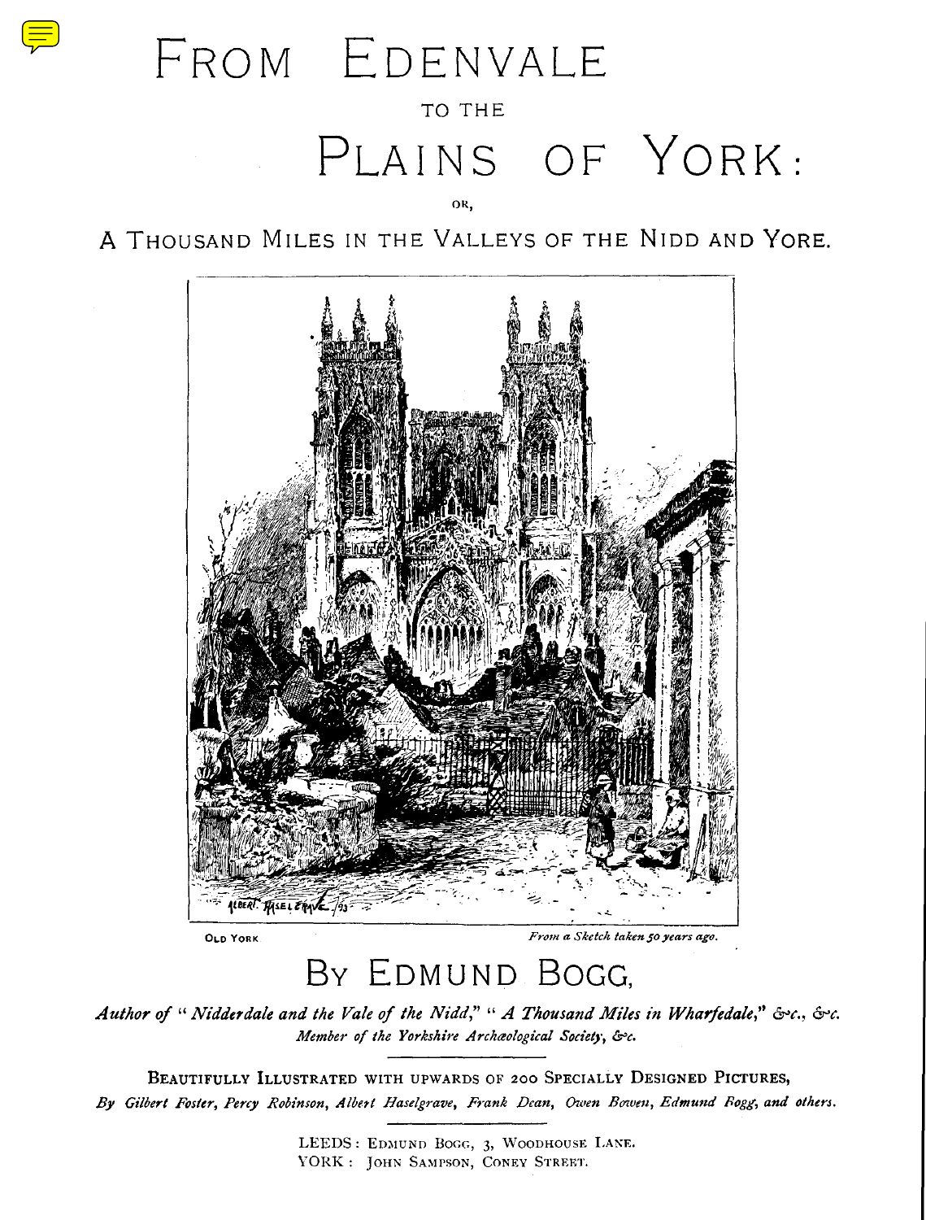# FROM EDENVALE

TO THE

# PLAINS OF YORK:

OR,

## A THOUSAND MILES IN THE VALLEYS OF THE NIDD AND YORE.

OLD YORK — *From a Sketch taken 50 years ago.*

## BY EDMUND BOGG,

*Author of "Nidderdale and the Vale of the Nidd," "A Thousand Miles in Wharfedale," &c., &c.*
*Member of the Yorkshire Archæological Society, &c.*

BEAUTIFULLY ILLUSTRATED WITH UPWARDS OF 200 SPECIALLY DESIGNED PICTURES,
*By Gilbert Foster, Percy Robinson, Albert Haselgrave, Frank Dean, Owen Bowen, Edmund Bogg, and others.*

LEEDS: EDMUND BOGG, 3, WOODHOUSE LANE.
YORK: JOHN SAMPSON, CONEY STREET.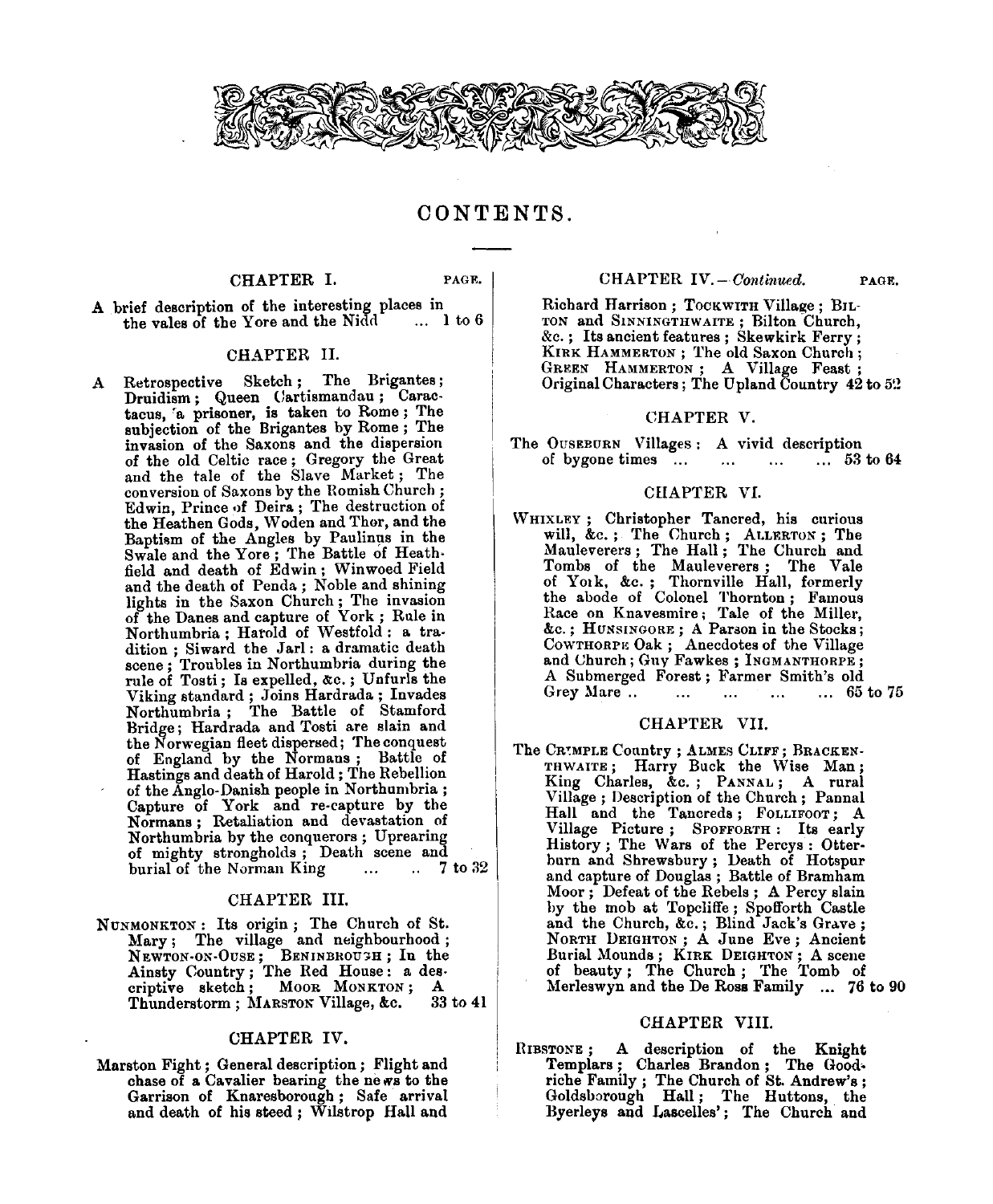# CONTENTS.

## CHAPTER I. PAGE.

A brief description of the interesting places in the vales of the Yore and the Nidd ... 1 to 6

## CHAPTER II.

A Retrospective Sketch; The Brigantes; Druidism; Queen Cartismandau; Caractacus, a prisoner, is taken to Rome; The subjection of the Brigantes by Rome; The invasion of the Saxons and the dispersion of the old Celtic race; Gregory the Great and the tale of the Slave Market; The conversion of Saxons by the Romish Church; Edwin, Prince of Deira; The destruction of the Heathen Gods, Woden and Thor, and the Baptism of the Angles by Paulinus in the Swale and the Yore; The Battle of Heathfield and death of Edwin; Winwoed Field and the death of Penda; Noble and shining lights in the Saxon Church; The invasion of the Danes and capture of York; Rule in Northumbria; Harold of Westfold: a tradition; Siward the Jarl: a dramatic death scene; Troubles in Northumbria during the rule of Tosti; Is expelled, &c.; Unfurls the Viking standard; Joins Hardrada; Invades Northumbria; The Battle of Stamford Bridge; Hardrada and Tosti are slain and the Norwegian fleet dispersed; The conquest of England by the Normans; Battle of Hastings and death of Harold; The Rebellion of the Anglo-Danish people in Northumbria; Capture of York and re-capture by the Normans; Retaliation and devastation of Northumbria by the conquerors; Uprearing of mighty strongholds; Death scene and burial of the Norman King ... .. 7 to 32

## CHAPTER III.

NUNMONKTON: Its origin; The Church of St. Mary; The village and neighbourhood; NEWTON-ON-OUSE; BENINBROUGH; In the Ainsty Country; The Red House: a descriptive sketch; MOOR MONKTON; A Thunderstorm; MARSTON Village, &c. 33 to 41

## CHAPTER IV.

Marston Fight; General description; Flight and chase of a Cavalier bearing the news to the Garrison of Knaresborough; Safe arrival and death of his steed; Wilstrop Hall and

## CHAPTER IV.—*Continued.* PAGE.

Richard Harrison; TOCKWITH Village; BILTON and SINNINGTHWAITE; Bilton Church, &c.; Its ancient features; Skewkirk Ferry; KIRK HAMMERTON; The old Saxon Church; GREEN HAMMERTON; A Village Feast; Original Characters; The Upland Country 42 to 52

## CHAPTER V.

The OUSEBURN Villages: A vivid description of bygone times ... ... ... ... 53 to 64

## CHAPTER VI.

WHIXLEY; Christopher Tancred, his curious will, &c.; The Church; ALLERTON; The Mauleverers; The Hall; The Church and Tombs of the Mauleverers; The Vale of York, &c.; Thornville Hall, formerly the abode of Colonel Thornton; Famous Race on Knavesmire; Tale of the Miller, &c.; HUNSINGORE; A Parson in the Stocks; COWTHORPE Oak; Anecdotes of the Village and Church; Guy Fawkes; INGMANTHORPE; A Submerged Forest; Farmer Smith's old Grey Mare .. ... ... ... ... 65 to 75

## CHAPTER VII.

The CRIMPLE Country; ALMES CLIFF; BRACKENTHWAITE; Harry Buck the Wise Man; King Charles, &c.; PANNAL; A rural Village; Description of the Church; Pannal Hall and the Tancreds; FOLLIFOOT; A Village Picture; SPOFFORTH: Its early History; The Wars of the Percys: Otterburn and Shrewsbury; Death of Hotspur and capture of Douglas; Battle of Bramham Moor; Defeat of the Rebels; A Percy slain by the mob at Topcliffe; Spofforth Castle and the Church, &c.; Blind Jack's Grave; NORTH DEIGHTON; A June Eve; Ancient Burial Mounds; KIRK DEIGHTON; A scene of beauty; The Church; The Tomb of Merleswyn and the De Ross Family ... 76 to 90

## CHAPTER VIII.

RIBSTONE; A description of the Knight Templars; Charles Brandon; The Goodriche Family; The Church of St. Andrew's; Goldsborough Hall; The Huttons, the Byerleys and Lascelles'; The Church and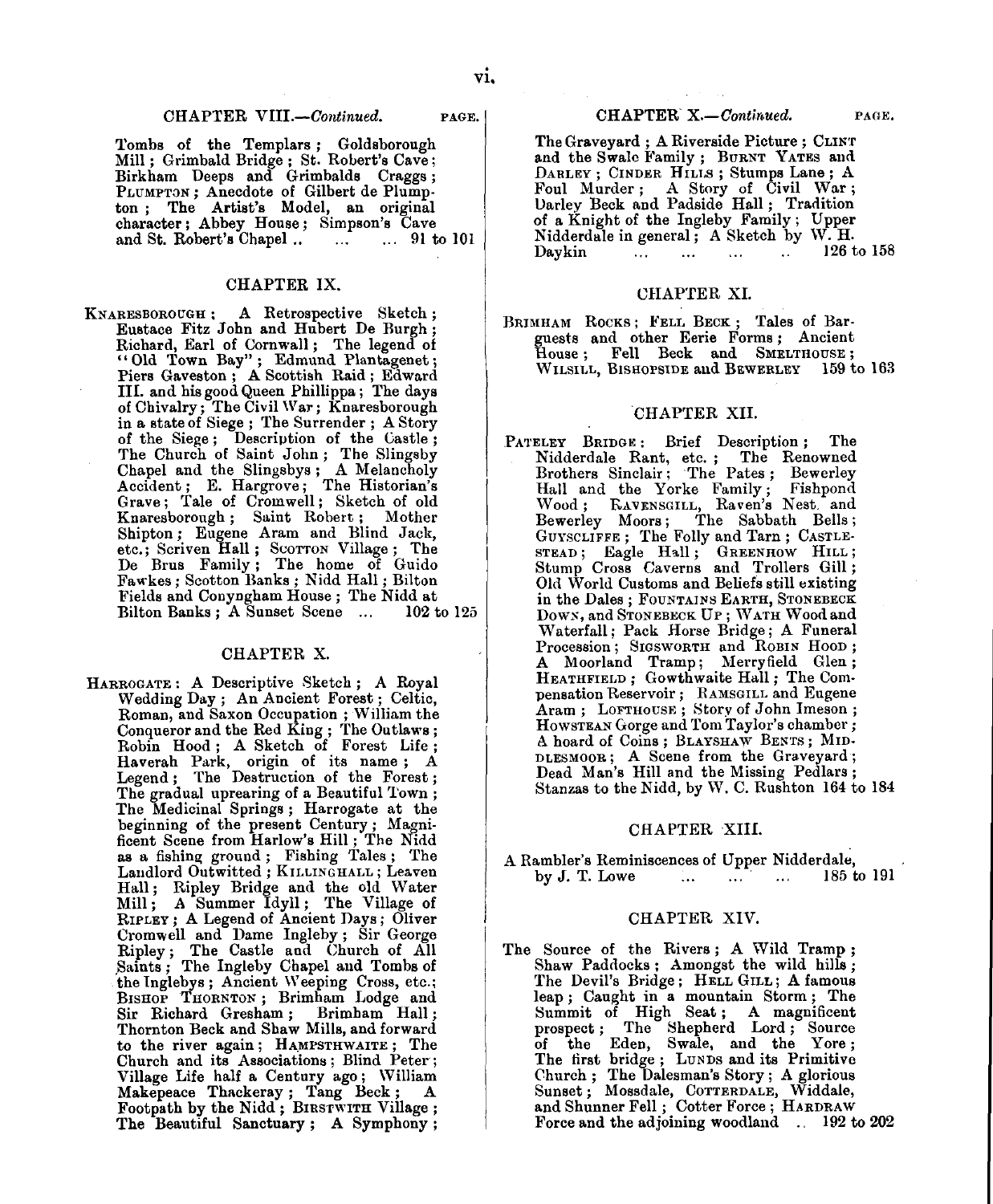## CHAPTER VIII.—*Continued.* PAGE.

Tombs of the Templars; Goldsborough Mill; Grimbald Bridge; St. Robert's Cave; Birkham Deeps and Grimbalds Craggs; PLUMPTON; Anecdote of Gilbert de Plumpton; The Artist's Model, an original character; Abbey House; Simpson's Cave and St. Robert's Chapel .. ... ... 91 to 101

## CHAPTER IX.

KNARESBOROUGH: A Retrospective Sketch; Eustace Fitz John and Hubert De Burgh; Richard, Earl of Cornwall; The legend of "Old Town Bay"; Edmund Plantagenet; Piers Gaveston; A Scottish Raid; Edward III. and his good Queen Phillippa; The days of Chivalry; The Civil War; Knaresborough in a state of Siege; The Surrender; A Story of the Siege; Description of the Castle; The Church of Saint John; The Slingsby Chapel and the Slingsbys; A Melancholy Accident; E. Hargrove; The Historian's Grave; Tale of Cromwell; Sketch of old Knaresborough; Saint Robert; Mother Shipton; Eugene Aram and Blind Jack, etc.; Scriven Hall; SCOTTON Village; The De Brus Family; The home of Guido Fawkes; Scotton Banks; Nidd Hall; Bilton Fields and Conyngham House; The Nidd at Bilton Banks; A Sunset Scene ... 102 to 125

## CHAPTER X.

HARROGATE: A Descriptive Sketch; A Royal Wedding Day; An Ancient Forest; Celtic, Roman, and Saxon Occupation; William the Conqueror and the Red King; The Outlaws; Robin Hood; A Sketch of Forest Life; Haverah Park, origin of its name; A Legend; The Destruction of the Forest; The gradual uprearing of a Beautiful Town; The Medicinal Springs; Harrogate at the beginning of the present Century; Magnificent Scene from Harlow's Hill; The Nidd as a fishing ground; Fishing Tales; The Landlord Outwitted; KILLINGHALL; Leaven Hall; Ripley Bridge and the old Water Mill; A Summer Idyll; The Village of RIPLEY; A Legend of Ancient Days; Oliver Cromwell and Dame Ingleby; Sir George Ripley; The Castle and Church of All Saints; The Ingleby Chapel and Tombs of the Inglebys; Ancient Weeping Cross, etc.; BISHOP THORNTON; Brimham Lodge and Sir Richard Gresham; Brimham Hall; Thornton Beck and Shaw Mills, and forward to the river again; HAMPSTHWAITE; The Church and its Associations; Blind Peter; Village Life half a Century ago; William Makepeace Thackeray; Tang Beck; A Footpath by the Nidd; BIRSTWITH Village; The Beautiful Sanctuary; A Symphony;

## CHAPTER X.—*Continued.* PAGE.

The Graveyard; A Riverside Picture; CLINT and the Swale Family; BURNT YATES and DARLEY; CINDER HILLS; Stumps Lane; A Foul Murder; A Story of Civil War; Darley Beck and Padside Hall; Tradition of a Knight of the Ingleby Family; Upper Nidderdale in general; A Sketch by W. H. Daykin ... ... ... .. 126 to 158

## CHAPTER XI.

BRIMHAM ROCKS; FELL BECK; Tales of Barguests and other Eerie Forms; Ancient House; Fell Beck and SMELTHOUSE; WILSILL, BISHOPSIDE and BEWERLEY 159 to 163

## CHAPTER XII.

PATELEY BRIDGE: Brief Description; The Nidderdale Rant, etc.; The Renowned Brothers Sinclair; The Pates; Bewerley Hall and the Yorke Family; Fishpond Wood; RAVENSGILL, Raven's Nest and Bewerley Moors; The Sabbath Bells; GUYSCLIFFE; The Folly and Tarn; CASTLESTEAD; Eagle Hall; GREENHOW HILL; Stump Cross Caverns and Trollers Gill; Old World Customs and Beliefs still existing in the Dales; FOUNTAINS EARTH, STONEBECK DOWN, and STONEBECK UP; WATH Wood and Waterfall; Pack Horse Bridge; A Funeral Procession; SIGSWORTH and ROBIN HOOD; A Moorland Tramp; Merryfield Glen; HEATHFIELD; Gowthwaite Hall; The Compensation Reservoir; RAMSGILL and Eugene Aram; LOFTHOUSE; Story of John Imeson; HOWSTEAN Gorge and Tom Taylor's chamber; A hoard of Coins; BLAYSHAW BENTS; MIDDLESMOOR; A Scene from the Graveyard; Dead Man's Hill and the Missing Pedlars; Stanzas to the Nidd, by W. C. Rushton 164 to 184

## CHAPTER XIII.

A Rambler's Reminiscences of Upper Nidderdale, by J. T. Lowe ... ... ... 185 to 191

## CHAPTER XIV.

The Source of the Rivers; A Wild Tramp; Shaw Paddocks; Amongst the wild hills; The Devil's Bridge; HELL GILL; A famous leap; Caught in a mountain Storm; The Summit of High Seat; A magnificent prospect; The Shepherd Lord; Source of the Eden, Swale, and the Yore; The first bridge; LUNDS and its Primitive Church; The Dalesman's Story; A glorious Sunset; Mossdale, COTTERDALE, Widdale, and Shunner Fell; Cotter Force; HARDRAW Force and the adjoining woodland .. 192 to 202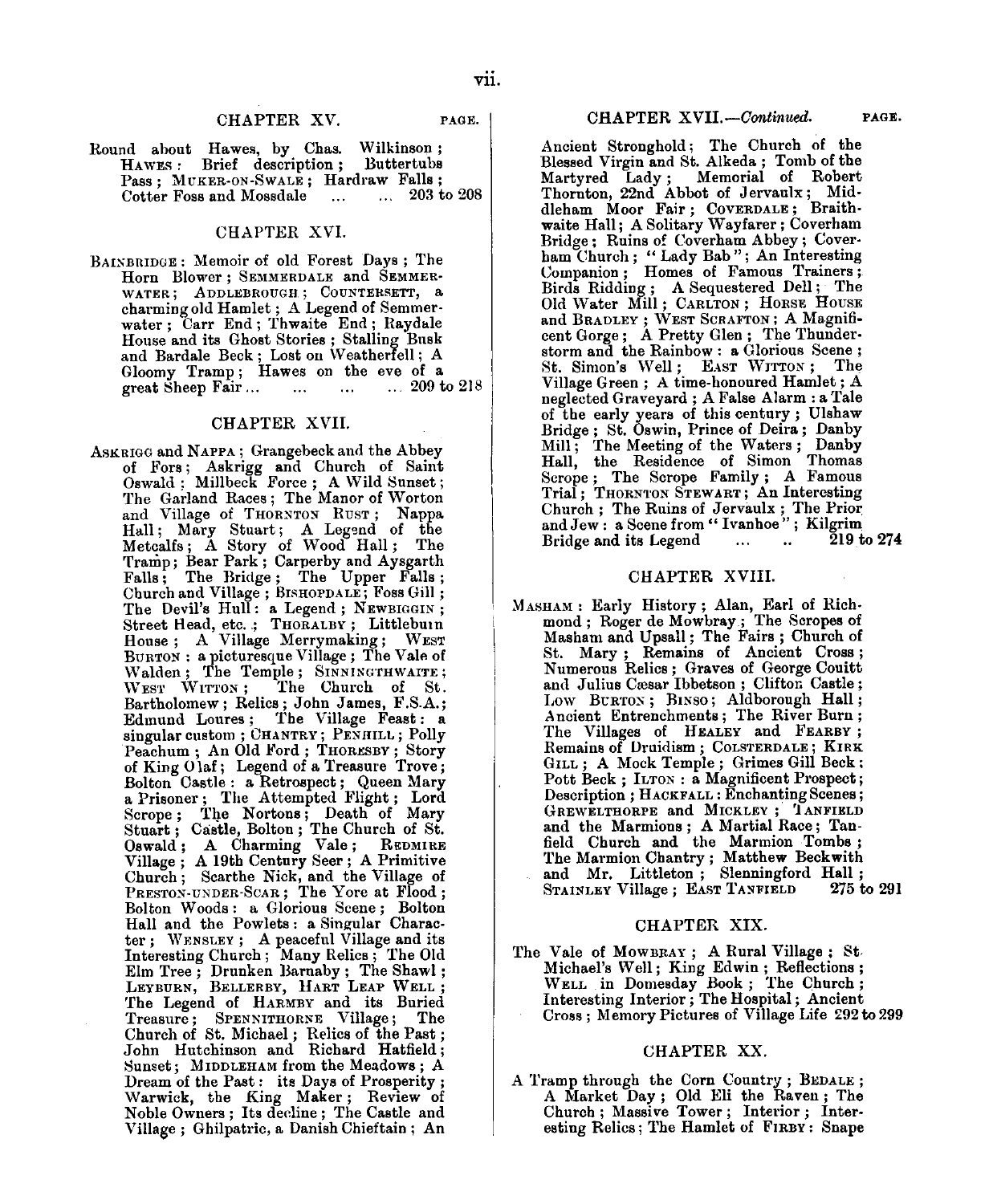## CHAPTER XV.

PAGE.

Round about Hawes, by Chas. Wilkinson; HAWES: Brief description; Buttertubs Pass; MUKER-ON-SWALE; Hardraw Falls; Cotter Foss and Mossdale ... ... 203 to 208

## CHAPTER XVI.

BAINBRIDGE: Memoir of old Forest Days; The Horn Blower; SEMMERDALE and SEMMERWATER; ADDLEBROUGH; COUNTERSETT, a charming old Hamlet; A Legend of Semmerwater; Carr End; Thwaite End; Raydale House and its Ghost Stories; Stalling Busk and Bardale Beck; Lost on Weatherfell; A Gloomy Tramp; Hawes on the eve of a great Sheep Fair ... ... ... ... 209 to 218

## CHAPTER XVII.

ASKRIGG and NAPPA; Grangebeck and the Abbey of Fors; Askrigg and Church of Saint Oswald; Millbeck Force; A Wild Sunset; The Garland Races; The Manor of Worton and Village of THORNTON RUST; Nappa Hall; Mary Stuart; A Legend of the Metcalfs; A Story of Wood Hall; The Tramp; Bear Park; Carperby and Aysgarth Falls; The Bridge; The Upper Falls; Church and Village; BISHOPDALE; Foss Gill; The Devil's Hull: a Legend; NEWBIGGIN; Street Head, etc.; THORALBY; Littleburn House; A Village Merrymaking; WEST BURTON: a picturesque Village; The Vale of Walden; The Temple; SINNINGTHWAITE; WEST WITTON; The Church of St. Bartholomew; Relics; John James, F.S.A.; Edmund Loures; The Village Feast: a singular custom; CHANTRY; PENHILL; Polly Peachum; An Old Ford; THORESBY; Story of King Olaf; Legend of a Treasure Trove; Bolton Castle: a Retrospect; Queen Mary a Prisoner; The Attempted Flight; Lord Scrope; The Nortons; Death of Mary Stuart; Castle, Bolton; The Church of St. Oswald; A Charming Vale; REDMIRE Village; A 19th Century Seer; A Primitive Church; Scarthe Nick, and the Village of PRESTON-UNDER-SCAR; The Yore at Flood; Bolton Woods: a Glorious Scene; Bolton Hall and the Powlets: a Singular Character; WENSLEY; A peaceful Village and its Interesting Church; Many Relics; The Old Elm Tree; Drunken Barnaby; The Shawl; LEYBURN, BELLERBY, HART LEAP WELL; The Legend of HARMBY and its Buried Treasure; SPENNITHORNE Village; The Church of St. Michael; Relics of the Past; John Hutchinson and Richard Hatfield; Sunset; MIDDLEHAM from the Meadows; A Dream of the Past: its Days of Prosperity; Warwick, the King Maker; Review of Noble Owners; Its decline; The Castle and Village; Ghilpatric, a Danish Chieftain; An

## CHAPTER XVII.—*Continued.*

PAGE.

Ancient Stronghold; The Church of the Blessed Virgin and St. Alkeda; Tomb of the Martyred Lady; Memorial of Robert Thornton, 22nd Abbot of Jervaulx; Middleham Moor Fair; COVERDALE; Braithwaite Hall; A Solitary Wayfarer; Coverham Bridge; Ruins of Coverham Abbey; Coverham Church; "Lady Bab"; An Interesting Companion; Homes of Famous Trainers; Birds Ridding; A Sequestered Dell; The Old Water Mill; CARLTON; HORSE HOUSE and BRADLEY; WEST SCRAFTON; A Magnificent Gorge; A Pretty Glen; The Thunderstorm and the Rainbow: a Glorious Scene; St. Simon's Well; EAST WITTON; The Village Green; A time-honoured Hamlet; A neglected Graveyard; A False Alarm: a Tale of the early years of this century; Ulshaw Bridge; St. Oswin, Prince of Deira; Danby Mill; The Meeting of the Waters; Danby Hall, the Residence of Simon Thomas Scrope; The Scrope Family; A Famous Trial; THORNTON STEWART; An Interesting Church; The Ruins of Jervaulx; The Prior and Jew: a Scene from "Ivanhoe"; Kilgrim Bridge and its Legend ... .. 219 to 274

## CHAPTER XVIII.

MASHAM: Early History; Alan, Earl of Richmond; Roger de Mowbray; The Scropes of Masham and Upsall; The Fairs; Church of St. Mary; Remains of Ancient Cross; Numerous Relics; Graves of George Couitt and Julius Cæsar Ibbetson; Clifton Castle; LOW BURTON; BINSO; Aldborough Hall; Ancient Entrenchments; The River Burn; The Villages of HEALEY and FEARBY; Remains of Druidism; COLSTERDALE; KIRK GILL; A Mock Temple; Grimes Gill Beck; Pott Beck; ILTON: a Magnificent Prospect; Description; HACKFALL: Enchanting Scenes; GREWELTHORPE and MICKLEY; TANFIELD and the Marmions; A Martial Race; Tanfield Church and the Marmion Tombs; The Marmion Chantry; Matthew Beckwith and Mr. Littleton; Slenningford Hall; STAINLEY Village; EAST TANFIELD 275 to 291

## CHAPTER XIX.

The Vale of MOWBRAY; A Rural Village; St. Michael's Well; King Edwin; Reflections; WELL in Domesday Book; The Church; Interesting Interior; The Hospital; Ancient Cross; Memory Pictures of Village Life 292 to 299

## CHAPTER XX.

A Tramp through the Corn Country; BEDALE; A Market Day; Old Eli the Raven; The Church; Massive Tower; Interior; Interesting Relics; The Hamlet of FIRBY: Snape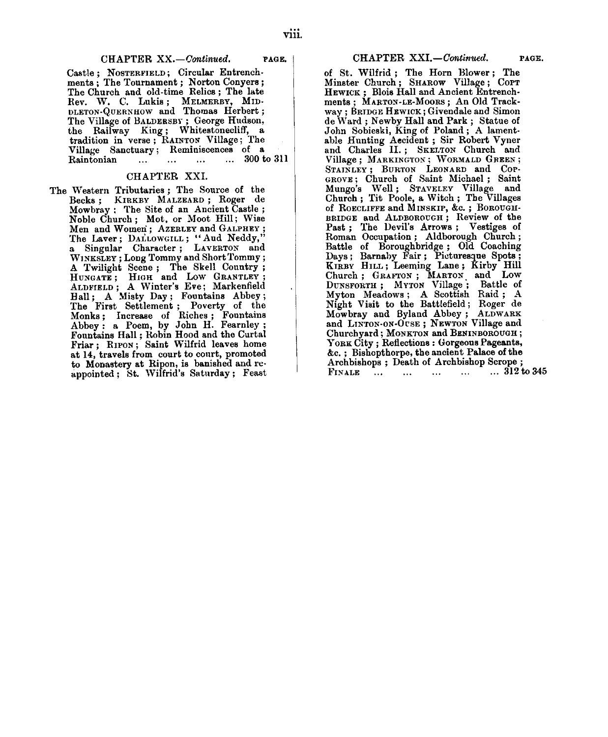### CHAPTER XX.—*Continued.* PAGE.

Castle; NOSTERFIELD; Circular Entrenchments; The Tournament; Norton Conyers; The Church and old-time Relics; The late Rev. W. C. Lukis; MELMERBY, MIDDLETON-QUERNHOW and Thomas Herbert; The Village of BALDERSBY; George Hudson, the Railway King; Whitestonecliff, a tradition in verse; RAINTON Village; The Village Sanctuary; Reminiscences of a Raintonian ... ... ... ... 300 to 311

### CHAPTER XXI.

The Western Tributaries; The Source of the Becks; KIRKBY MALZEARD; Roger de Mowbray; The Site of an Ancient Castle; Noble Church; Mot, or Moot Hill; Wise Men and Women; AZERLEY and GALPHEY; The Laver; DALLOWGILL; "Aud Neddy," a Singular Character; LAVERTON and WINKSLEY; Long Tommy and Short Tommy; A Twilight Scene; The Skell Country; HUNGATE; HIGH and LOW GRANTLEY; ALDFIELD; A Winter's Eve; Markenfield Hall; A Misty Day; Fountains Abbey; The First Settlement; Poverty of the Monks; Increase of Riches; Fountains Abbey: a Poem, by John H. Fearnley; Fountains Hall; Robin Hood and the Curtal Friar; RIPON; Saint Wilfrid leaves home at 14, travels from court to court, promoted to Monastery at Ripon, is banished and reappointed; St. Wilfrid's Saturday; Feast

### CHAPTER XXI.—*Continued.* PAGE.

of St. Wilfrid; The Horn Blower; The Minster Church; SHAROW Village; COPT HEWICK; Blois Hall and Ancient Entrenchments; MARTON-LE-MOORS; An Old Trackway; BRIDGE HEWICK; Givendale and Simon de Ward; Newby Hall and Park; Statue of John Sobieski, King of Poland; A lamentable Hunting Accident; Sir Robert Vyner and Charles II.; SKELTON Church and Village; MARKINGTON; WORMALD GREEN; STAINLEY; BURTON LEONARD and COPGROVE; Church of Saint Michael; Saint Mungo's Well; STAVELEY Village and Church; Tit Poole, a Witch; The Villages of ROECLIFFE and MINSKIP, &c.; BOROUGHBRIDGE and ALDBOROUGH; Review of the Past; The Devil's Arrows; Vestiges of Roman Occupation; Aldborough Church; Battle of Boroughbridge; Old Coaching Days; Barnaby Fair; Picturesque Spots; KIRBY HILL; Leeming Lane; Kirby Hill Church; GRAFTON; MARTON and LOW DUNSFORTH; MYTON Village; Battle of Myton Meadows; A Scottish Raid; A Night Visit to the Battlefield; Roger de Mowbray and Byland Abbey; ALDWARK and LINTON-ON-OUSE; NEWTON Village and Churchyard; MONKTON and BENINBOROUGH; YORK City; Reflections: Gorgeous Pageants, &c.; Bishopthorpe, the ancient Palace of the Archbishops; Death of Archbishop Scrope; FINALE ... ... ... ... ... 312 to 345